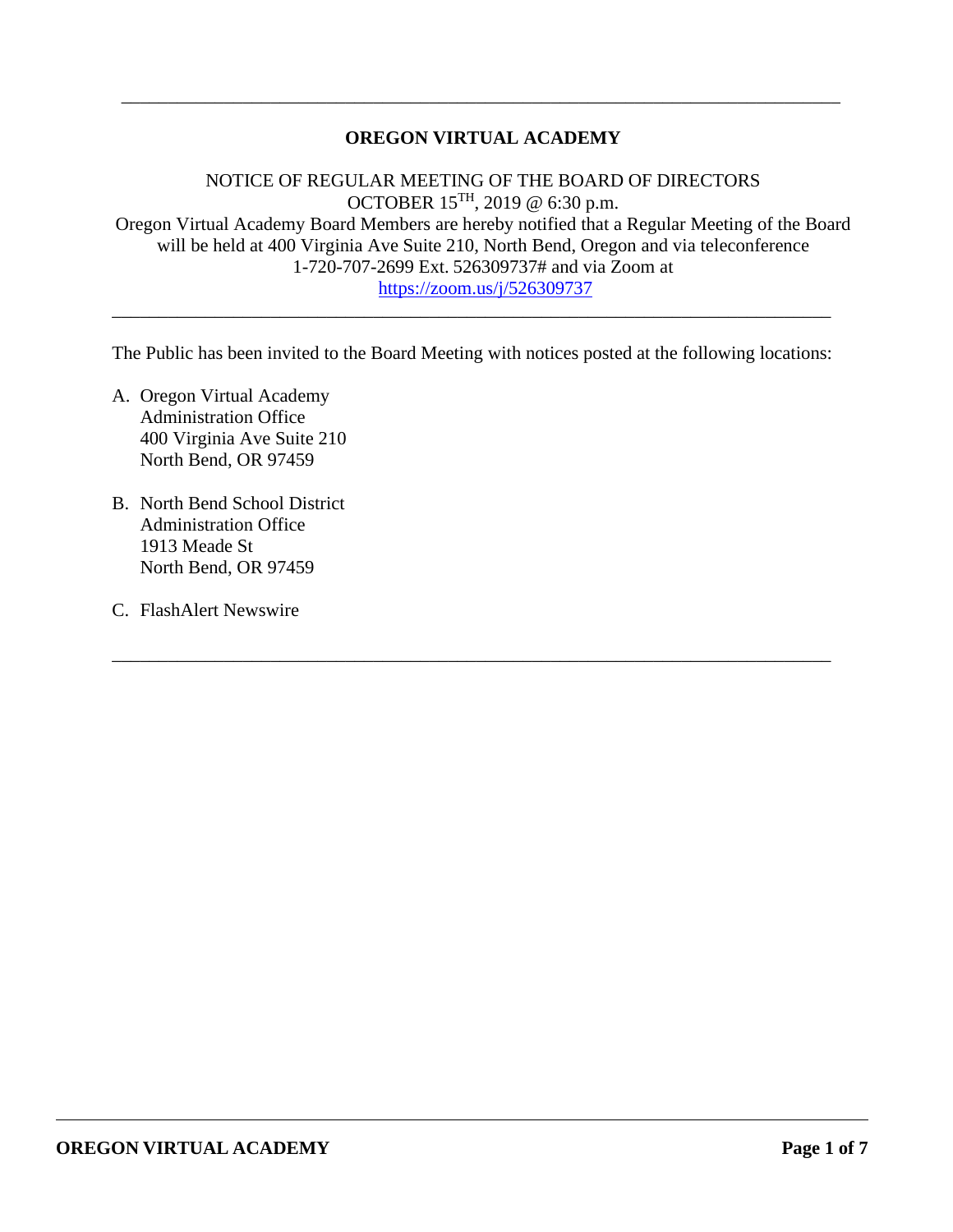# OREGON VIRTUAL ACADEMY

NOTICE OF REGULAR MEETING OF THE BOARD OF DIRECTORS
OCTOBER 15TH, 2019 @ 6:30 p.m.
Oregon Virtual Academy Board Members are hereby notified that a Regular Meeting of the Board will be held at 400 Virginia Ave Suite 210, North Bend, Oregon and via teleconference 1-720-707-2699 Ext. 526309737# and via Zoom at https://zoom.us/j/526309737

---

The Public has been invited to the Board Meeting with notices posted at the following locations:

A. Oregon Virtual Academy
   Administration Office
   400 Virginia Ave Suite 210
   North Bend, OR 97459

B. North Bend School District
   Administration Office
   1913 Meade St
   North Bend, OR 97459

C. FlashAlert Newswire

---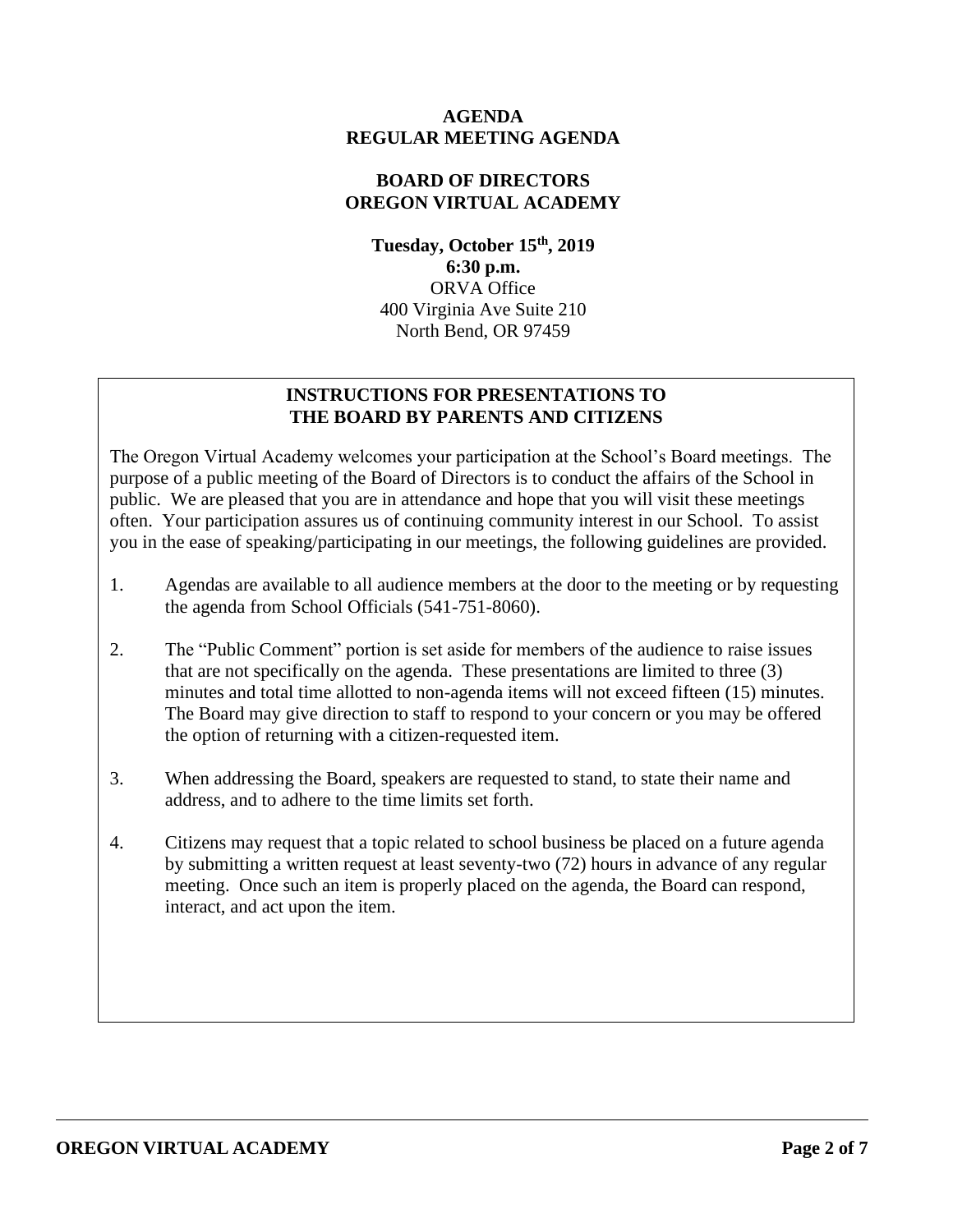# AGENDA
# REGULAR MEETING AGENDA

## BOARD OF DIRECTORS
## OREGON VIRTUAL ACADEMY

**Tuesday, October 15th, 2019**
**6:30 p.m.**
ORVA Office
400 Virginia Ave Suite 210
North Bend, OR 97459

### INSTRUCTIONS FOR PRESENTATIONS TO THE BOARD BY PARENTS AND CITIZENS

The Oregon Virtual Academy welcomes your participation at the School's Board meetings. The purpose of a public meeting of the Board of Directors is to conduct the affairs of the School in public. We are pleased that you are in attendance and hope that you will visit these meetings often. Your participation assures us of continuing community interest in our School. To assist you in the ease of speaking/participating in our meetings, the following guidelines are provided.

1. Agendas are available to all audience members at the door to the meeting or by requesting the agenda from School Officials (541-751-8060).
2. The "Public Comment" portion is set aside for members of the audience to raise issues that are not specifically on the agenda. These presentations are limited to three (3) minutes and total time allotted to non-agenda items will not exceed fifteen (15) minutes. The Board may give direction to staff to respond to your concern or you may be offered the option of returning with a citizen-requested item.
3. When addressing the Board, speakers are requested to stand, to state their name and address, and to adhere to the time limits set forth.
4. Citizens may request that a topic related to school business be placed on a future agenda by submitting a written request at least seventy-two (72) hours in advance of any regular meeting. Once such an item is properly placed on the agenda, the Board can respond, interact, and act upon the item.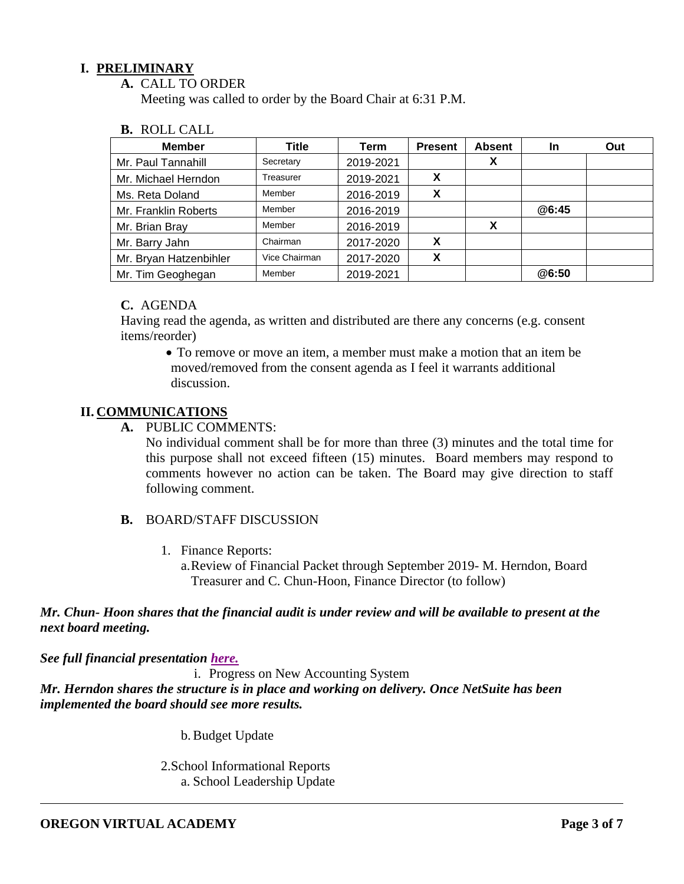## I. PRELIMINARY

**A.** CALL TO ORDER

Meeting was called to order by the Board Chair at 6:31 P.M.

**B.** ROLL CALL

| Member | Title | Term | Present | Absent | In | Out |
|---|---|---|---|---|---|---|
| Mr. Paul Tannahill | Secretary | 2019-2021 | | X | | |
| Mr. Michael Herndon | Treasurer | 2019-2021 | X | | | |
| Ms. Reta Doland | Member | 2016-2019 | X | | | |
| Mr. Franklin Roberts | Member | 2016-2019 | | | @6:45 | |
| Mr. Brian Bray | Member | 2016-2019 | | X | | |
| Mr. Barry Jahn | Chairman | 2017-2020 | X | | | |
| Mr. Bryan Hatzenbihler | Vice Chairman | 2017-2020 | X | | | |
| Mr. Tim Geoghegan | Member | 2019-2021 | | | @6:50 | |

**C.** AGENDA

Having read the agenda, as written and distributed are there any concerns (e.g. consent items/reorder)

- To remove or move an item, a member must make a motion that an item be moved/removed from the consent agenda as I feel it warrants additional discussion.

## II. COMMUNICATIONS

**A.** PUBLIC COMMENTS:

No individual comment shall be for more than three (3) minutes and the total time for this purpose shall not exceed fifteen (15) minutes. Board members may respond to comments however no action can be taken. The Board may give direction to staff following comment.

**B.** BOARD/STAFF DISCUSSION

1. Finance Reports:
   a. Review of Financial Packet through September 2019- M. Herndon, Board Treasurer and C. Chun-Hoon, Finance Director (to follow)

***Mr. Chun- Hoon shares that the financial audit is under review and will be available to present at the next board meeting.***

***See full financial presentation here.***

i. Progress on New Accounting System

***Mr. Herndon shares the structure is in place and working on delivery. Once NetSuite has been implemented the board should see more results.***

b. Budget Update

2. School Informational Reports
   a. School Leadership Update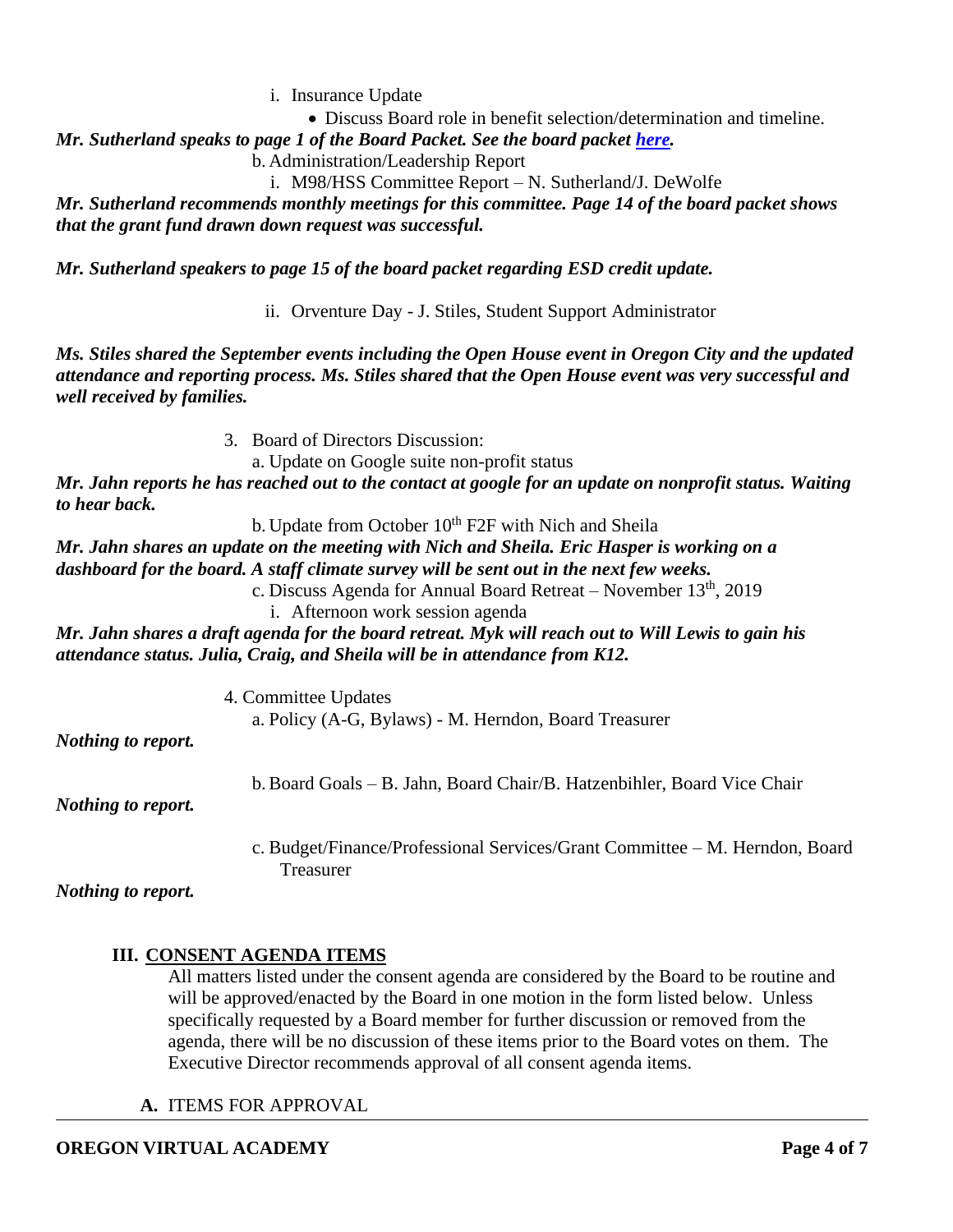i. Insurance Update

- Discuss Board role in benefit selection/determination and timeline.

***Mr. Sutherland speaks to page 1 of the Board Packet. See the board packet [here](here).***

b. Administration/Leadership Report

i. M98/HSS Committee Report – N. Sutherland/J. DeWolfe

***Mr. Sutherland recommends monthly meetings for this committee. Page 14 of the board packet shows that the grant fund drawn down request was successful.***

***Mr. Sutherland speakers to page 15 of the board packet regarding ESD credit update.***

ii. Orventure Day - J. Stiles, Student Support Administrator

***Ms. Stiles shared the September events including the Open House event in Oregon City and the updated attendance and reporting process. Ms. Stiles shared that the Open House event was very successful and well received by families.***

3. Board of Directors Discussion:

a. Update on Google suite non-profit status

***Mr. Jahn reports he has reached out to the contact at google for an update on nonprofit status. Waiting to hear back.***

b. Update from October 10th F2F with Nich and Sheila

***Mr. Jahn shares an update on the meeting with Nich and Sheila. Eric Hasper is working on a dashboard for the board. A staff climate survey will be sent out in the next few weeks.***

c. Discuss Agenda for Annual Board Retreat – November 13th, 2019

i. Afternoon work session agenda

***Mr. Jahn shares a draft agenda for the board retreat. Myk will reach out to Will Lewis to gain his attendance status. Julia, Craig, and Sheila will be in attendance from K12.***

4. Committee Updates

a. Policy (A-G, Bylaws) - M. Herndon, Board Treasurer

***Nothing to report.***

b. Board Goals – B. Jahn, Board Chair/B. Hatzenbihler, Board Vice Chair

***Nothing to report.***

c. Budget/Finance/Professional Services/Grant Committee – M. Herndon, Board Treasurer

***Nothing to report.***

## III. CONSENT AGENDA ITEMS

All matters listed under the consent agenda are considered by the Board to be routine and will be approved/enacted by the Board in one motion in the form listed below. Unless specifically requested by a Board member for further discussion or removed from the agenda, there will be no discussion of these items prior to the Board votes on them. The Executive Director recommends approval of all consent agenda items.

**A.** ITEMS FOR APPROVAL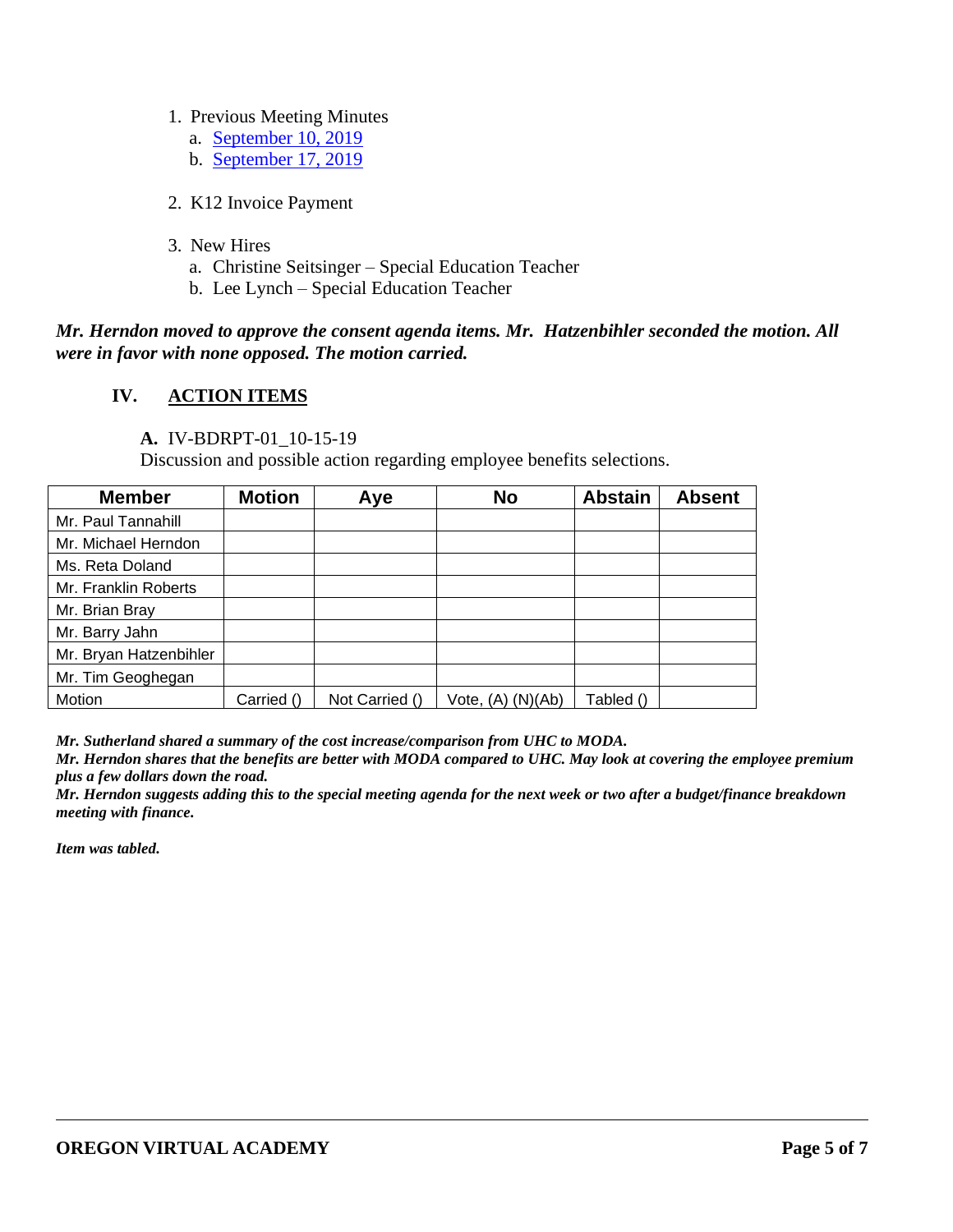1. Previous Meeting Minutes
   a. [September 10, 2019]
   b. [September 17, 2019]

2. K12 Invoice Payment

3. New Hires
   a. Christine Seitsinger – Special Education Teacher
   b. Lee Lynch – Special Education Teacher

***Mr. Herndon moved to approve the consent agenda items. Mr. Hatzenbihler seconded the motion. All were in favor with none opposed. The motion carried.***

## IV. ACTION ITEMS

**A.** IV-BDRPT-01_10-15-19
Discussion and possible action regarding employee benefits selections.

| Member | Motion | Aye | No | Abstain | Absent |
|---|---|---|---|---|---|
| Mr. Paul Tannahill | | | | | |
| Mr. Michael Herndon | | | | | |
| Ms. Reta Doland | | | | | |
| Mr. Franklin Roberts | | | | | |
| Mr. Brian Bray | | | | | |
| Mr. Barry Jahn | | | | | |
| Mr. Bryan Hatzenbihler | | | | | |
| Mr. Tim Geoghegan | | | | | |
| Motion | Carried () | Not Carried () | Vote, (A) (N)(Ab) | Tabled () | |

***Mr. Sutherland shared a summary of the cost increase/comparison from UHC to MODA.***
***Mr. Herndon shares that the benefits are better with MODA compared to UHC. May look at covering the employee premium plus a few dollars down the road.***
***Mr. Herndon suggests adding this to the special meeting agenda for the next week or two after a budget/finance breakdown meeting with finance.***

***Item was tabled.***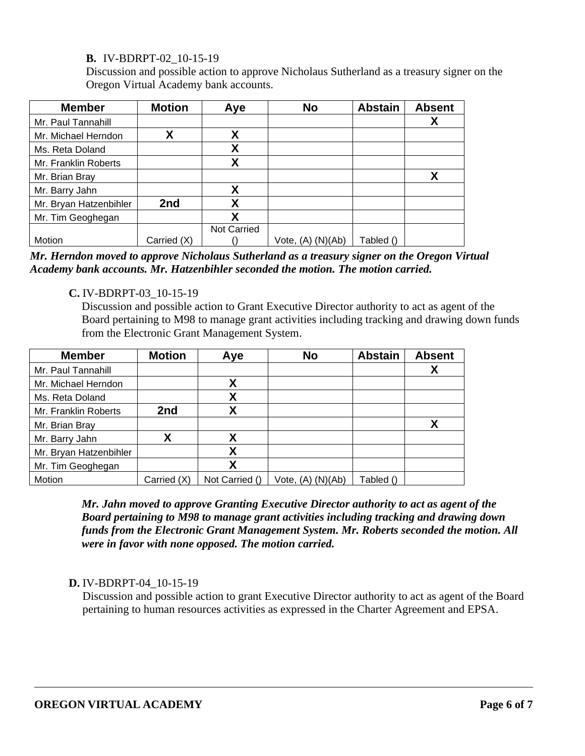**B.** IV-BDRPT-02_10-15-19

Discussion and possible action to approve Nicholaus Sutherland as a treasury signer on the Oregon Virtual Academy bank accounts.

| Member | Motion | Aye | No | Abstain | Absent |
|---|---|---|---|---|---|
| Mr. Paul Tannahill | | | | | X |
| Mr. Michael Herndon | X | X | | | |
| Ms. Reta Doland | | X | | | |
| Mr. Franklin Roberts | | X | | | |
| Mr. Brian Bray | | | | | X |
| Mr. Barry Jahn | | X | | | |
| Mr. Bryan Hatzenbihler | 2nd | X | | | |
| Mr. Tim Geoghegan | | X | | | |
| Motion | Carried (X) | Not Carried () | Vote, (A) (N)(Ab) | Tabled () | |

***Mr. Herndon moved to approve Nicholaus Sutherland as a treasury signer on the Oregon Virtual Academy bank accounts. Mr. Hatzenbihler seconded the motion. The motion carried.***

**C.** IV-BDRPT-03_10-15-19

Discussion and possible action to Grant Executive Director authority to act as agent of the Board pertaining to M98 to manage grant activities including tracking and drawing down funds from the Electronic Grant Management System.

| Member | Motion | Aye | No | Abstain | Absent |
|---|---|---|---|---|---|
| Mr. Paul Tannahill | | | | | X |
| Mr. Michael Herndon | | X | | | |
| Ms. Reta Doland | | X | | | |
| Mr. Franklin Roberts | 2nd | X | | | |
| Mr. Brian Bray | | | | | X |
| Mr. Barry Jahn | X | X | | | |
| Mr. Bryan Hatzenbihler | | X | | | |
| Mr. Tim Geoghegan | | X | | | |
| Motion | Carried (X) | Not Carried () | Vote, (A) (N)(Ab) | Tabled () | |

***Mr. Jahn moved to approve Granting Executive Director authority to act as agent of the Board pertaining to M98 to manage grant activities including tracking and drawing down funds from the Electronic Grant Management System. Mr. Roberts seconded the motion. All were in favor with none opposed. The motion carried.***

**D.** IV-BDRPT-04_10-15-19

Discussion and possible action to grant Executive Director authority to act as agent of the Board pertaining to human resources activities as expressed in the Charter Agreement and EPSA.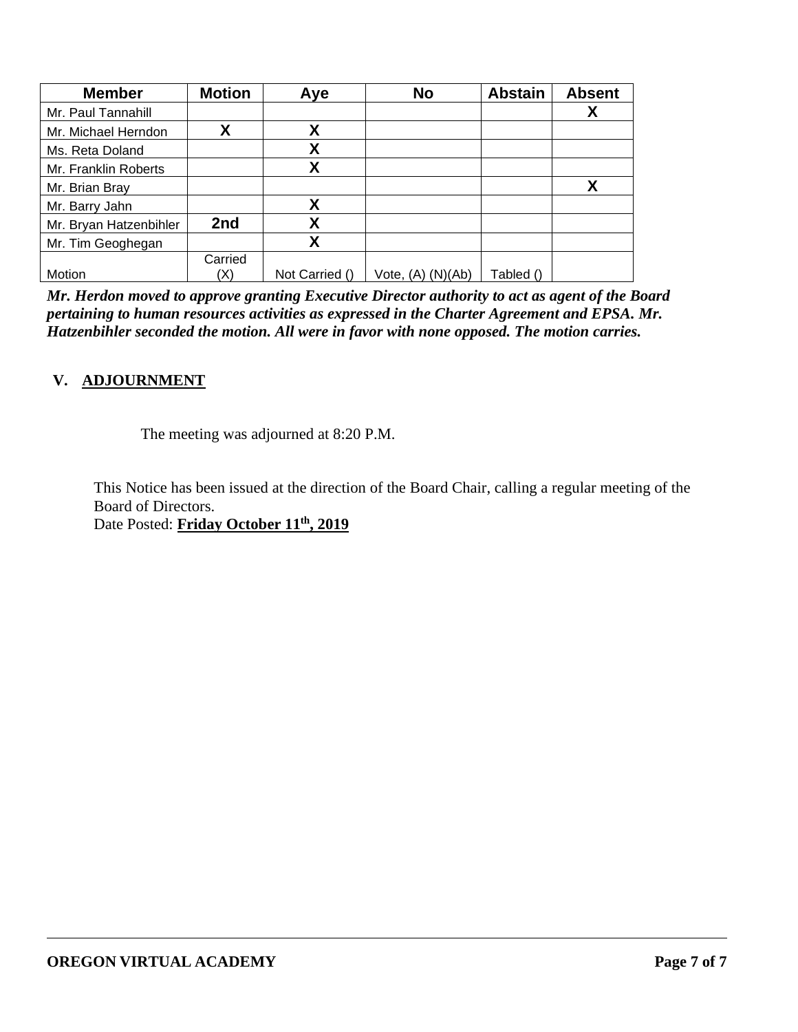| Member | Motion | Aye | No | Abstain | Absent |
|---|---|---|---|---|---|
| Mr. Paul Tannahill | | | | | X |
| Mr. Michael Herndon | X | X | | | |
| Ms. Reta Doland | | X | | | |
| Mr. Franklin Roberts | | X | | | |
| Mr. Brian Bray | | | | | X |
| Mr. Barry Jahn | | X | | | |
| Mr. Bryan Hatzenbihler | 2nd | X | | | |
| Mr. Tim Geoghegan | | X | | | |
| Motion | Carried (X) | Not Carried () | Vote, (A) (N)(Ab) | Tabled () | |

***Mr. Herdon moved to approve granting Executive Director authority to act as agent of the Board pertaining to human resources activities as expressed in the Charter Agreement and EPSA. Mr. Hatzenbihler seconded the motion. All were in favor with none opposed. The motion carries.***

## V. <u>ADJOURNMENT</u>

The meeting was adjourned at 8:20 P.M.

This Notice has been issued at the direction of the Board Chair, calling a regular meeting of the Board of Directors.
Date Posted: **<u>Friday October 11th, 2019</u>**